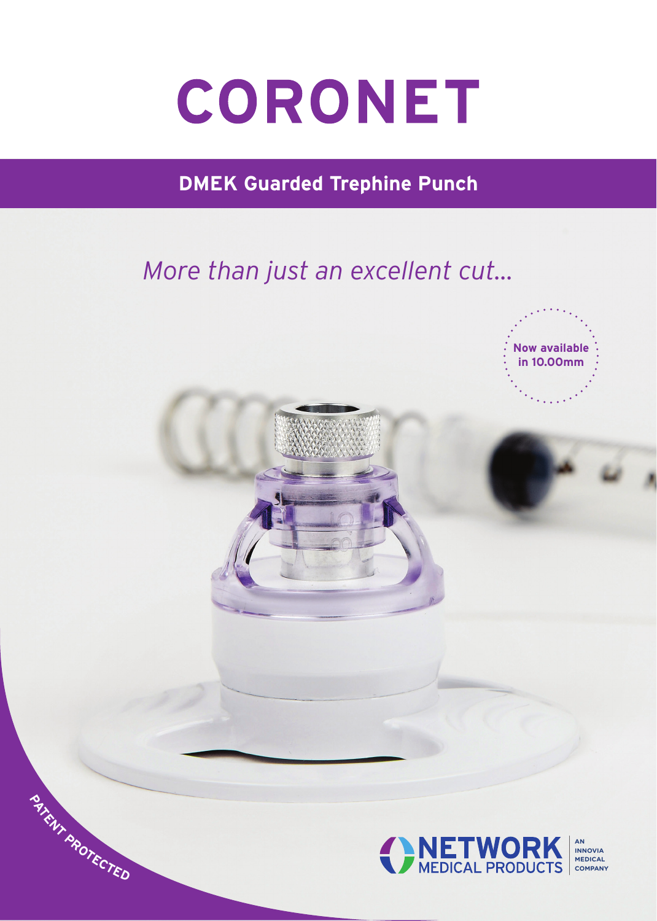# CORONET

## DMEK Guarded Trephine Punch

*More than just an excellent cut...*

**Now available in 10.00mm**

PATENT PROTECTED

NETWORK MEDICAL PRODUCTS

AN INNOVIA MEDICAL COMPANY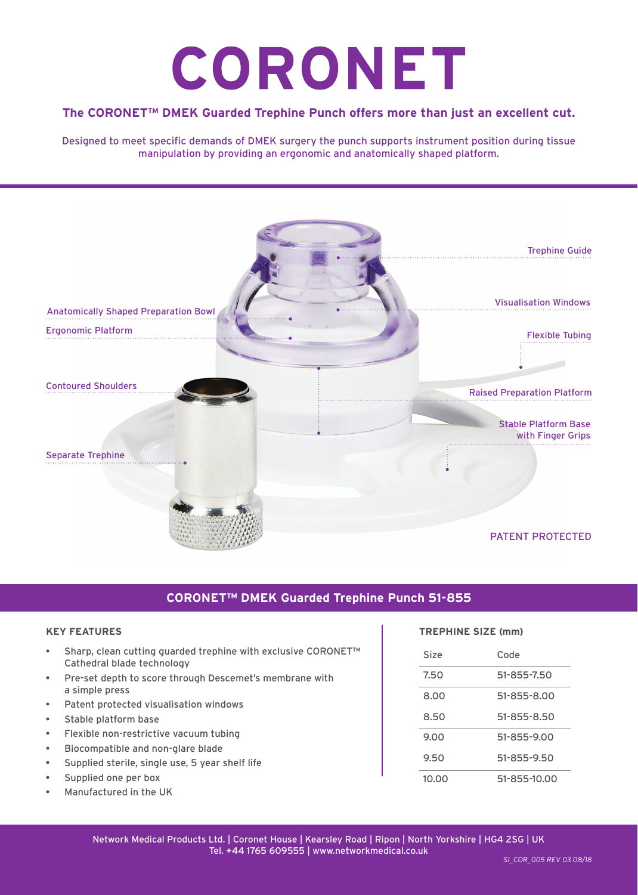# CORONET

**The CORONET™ DMEK Guarded Trephine Punch offers more than just an excellent cut.**

Designed to meet specific demands of DMEK surgery the punch supports instrument position during tissue manipulation by providing an ergonomic and anatomically shaped platform.

Trephine Guide

Visualisation Windows

Anatomically Shaped Preparation Bowl

Ergonomic Platform

Flexible Tubing

Contoured Shoulders

Raised Preparation Platform

Stable Platform Base with Finger Grips

Separate Trephine

PATENT PROTECTED

## CORONET™ DMEK Guarded Trephine Punch 51-855

### KEY FEATURES

- Sharp, clean cutting guarded trephine with exclusive CORONET™ Cathedral blade technology
- Pre-set depth to score through Descemet's membrane with a simple press
- Patent protected visualisation windows
- Stable platform base
- Flexible non-restrictive vacuum tubing
- Biocompatible and non-glare blade
- Supplied sterile, single use, 5 year shelf life
- Supplied one per box
- Manufactured in the UK

### TREPHINE SIZE (mm)

| Size | Code |
|---|---|
| 7.50 | 51-855-7.50 |
| 8.00 | 51-855-8.00 |
| 8.50 | 51-855-8.50 |
| 9.00 | 51-855-9.00 |
| 9.50 | 51-855-9.50 |
| 10.00 | 51-855-10.00 |

Network Medical Products Ltd. | Coronet House | Kearsley Road | Ripon | North Yorkshire | HG4 2SG | UK
Tel. +44 1765 609555 | www.networkmedical.co.uk

*SI_COR_005 REV 03 08/18*